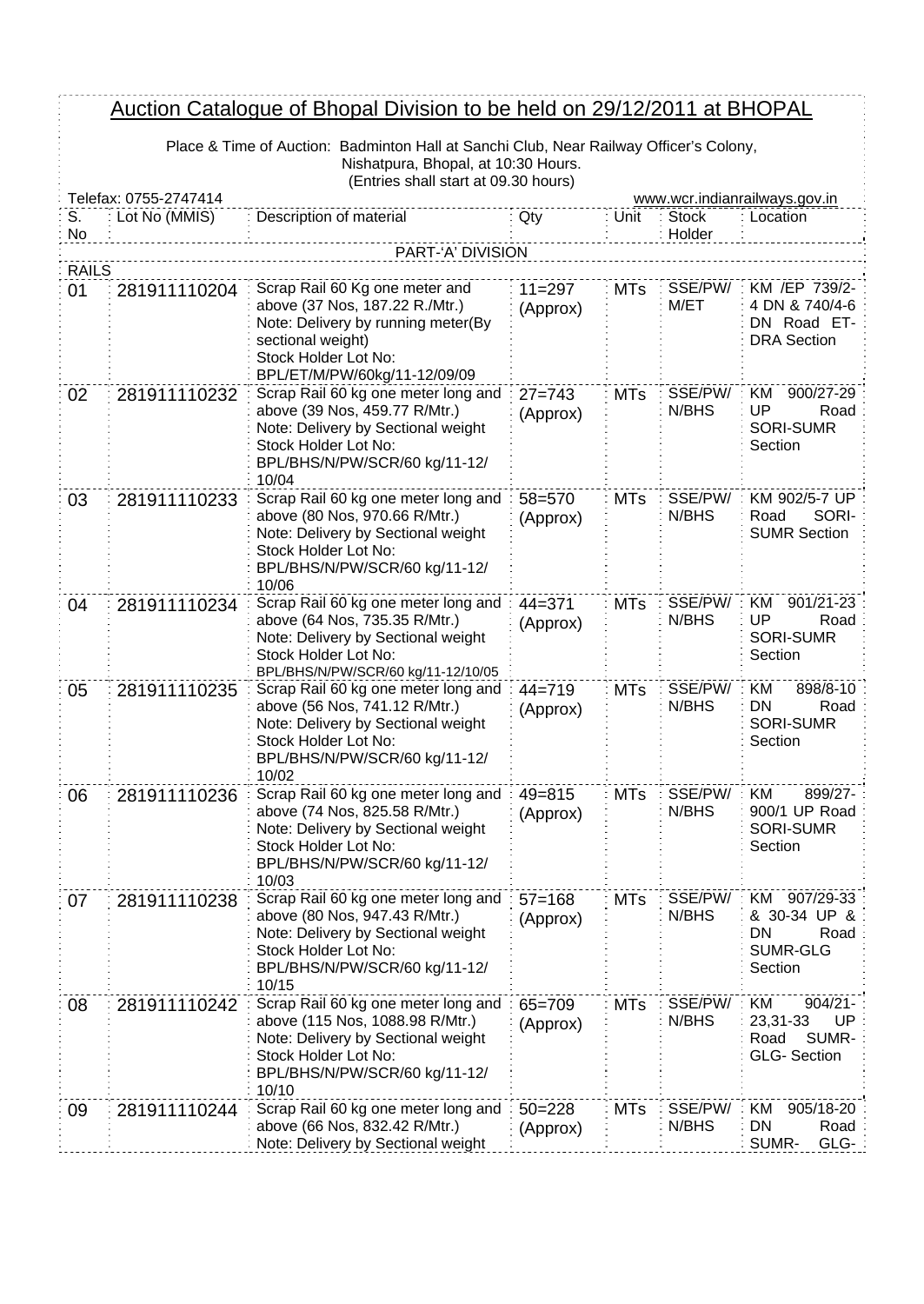# Auction Catalogue of Bhopal Division to be held on 29/12/2011 at BHOPAL

Place & Time of Auction: Badminton Hall at Sanchi Club, Near Railway Officer's Colony, Nishatpura, Bhopal, at 10:30 Hours.
(Entries shall start at 09.30 hours)

Telefax: 0755-2747414 www.wcr.indianrailways.gov.in

| S. No | Lot No (MMIS) | Description of material | Qty | Unit | Stock Holder | Location |
|---|---|---|---|---|---|---|
| | | PART-'A' DIVISION | | | | |
| RAILS | | | | | | |
| 01 | 281911110204 | Scrap Rail 60 Kg one meter and above (37 Nos, 187.22 R./Mtr.) Note: Delivery by running meter(By sectional weight) Stock Holder Lot No: BPL/ET/M/PW/60kg/11-12/09/09 | 11=297 (Approx) | MTs | SSE/PW/ M/ET | KM /EP 739/2-4 DN & 740/4-6 DN Road ET-DRA Section |
| 02 | 281911110232 | Scrap Rail 60 kg one meter long and above (39 Nos, 459.77 R/Mtr.) Note: Delivery by Sectional weight Stock Holder Lot No: BPL/BHS/N/PW/SCR/60 kg/11-12/ 10/04 | 27=743 (Approx) | MTs | SSE/PW/ N/BHS | KM 900/27-29 UP Road SORI-SUMR Section |
| 03 | 281911110233 | Scrap Rail 60 kg one meter long and above (80 Nos, 970.66 R/Mtr.) Note: Delivery by Sectional weight Stock Holder Lot No: BPL/BHS/N/PW/SCR/60 kg/11-12/ 10/06 | 58=570 (Approx) | MTs | SSE/PW/ N/BHS | KM 902/5-7 UP Road SORI-SUMR Section |
| 04 | 281911110234 | Scrap Rail 60 kg one meter long and above (64 Nos, 735.35 R/Mtr.) Note: Delivery by Sectional weight Stock Holder Lot No: BPL/BHS/N/PW/SCR/60 kg/11-12/10/05 | 44=371 (Approx) | MTs | SSE/PW/ N/BHS | KM 901/21-23 UP Road SORI-SUMR Section |
| 05 | 281911110235 | Scrap Rail 60 kg one meter long and above (56 Nos, 741.12 R/Mtr.) Note: Delivery by Sectional weight Stock Holder Lot No: BPL/BHS/N/PW/SCR/60 kg/11-12/ 10/02 | 44=719 (Approx) | MTs | SSE/PW/ N/BHS | KM 898/8-10 DN Road SORI-SUMR Section |
| 06 | 281911110236 | Scrap Rail 60 kg one meter long and above (74 Nos, 825.58 R/Mtr.) Note: Delivery by Sectional weight Stock Holder Lot No: BPL/BHS/N/PW/SCR/60 kg/11-12/ 10/03 | 49=815 (Approx) | MTs | SSE/PW/ N/BHS | KM 899/27-900/1 UP Road SORI-SUMR Section |
| 07 | 281911110238 | Scrap Rail 60 kg one meter long and above (80 Nos, 947.43 R/Mtr.) Note: Delivery by Sectional weight Stock Holder Lot No: BPL/BHS/N/PW/SCR/60 kg/11-12/ 10/15 | 57=168 (Approx) | MTs | SSE/PW/ N/BHS | KM 907/29-33 & 30-34 UP & DN Road SUMR-GLG Section |
| 08 | 281911110242 | Scrap Rail 60 kg one meter long and above (115 Nos, 1088.98 R/Mtr.) Note: Delivery by Sectional weight Stock Holder Lot No: BPL/BHS/N/PW/SCR/60 kg/11-12/ 10/10 | 65=709 (Approx) | MTs | SSE/PW/ N/BHS | KM 904/21-23,31-33 UP Road SUMR-GLG- Section |
| 09 | 281911110244 | Scrap Rail 60 kg one meter long and above (66 Nos, 832.42 R/Mtr.) Note: Delivery by Sectional weight | 50=228 (Approx) | MTs | SSE/PW/ N/BHS | KM 905/18-20 DN Road SUMR- GLG- |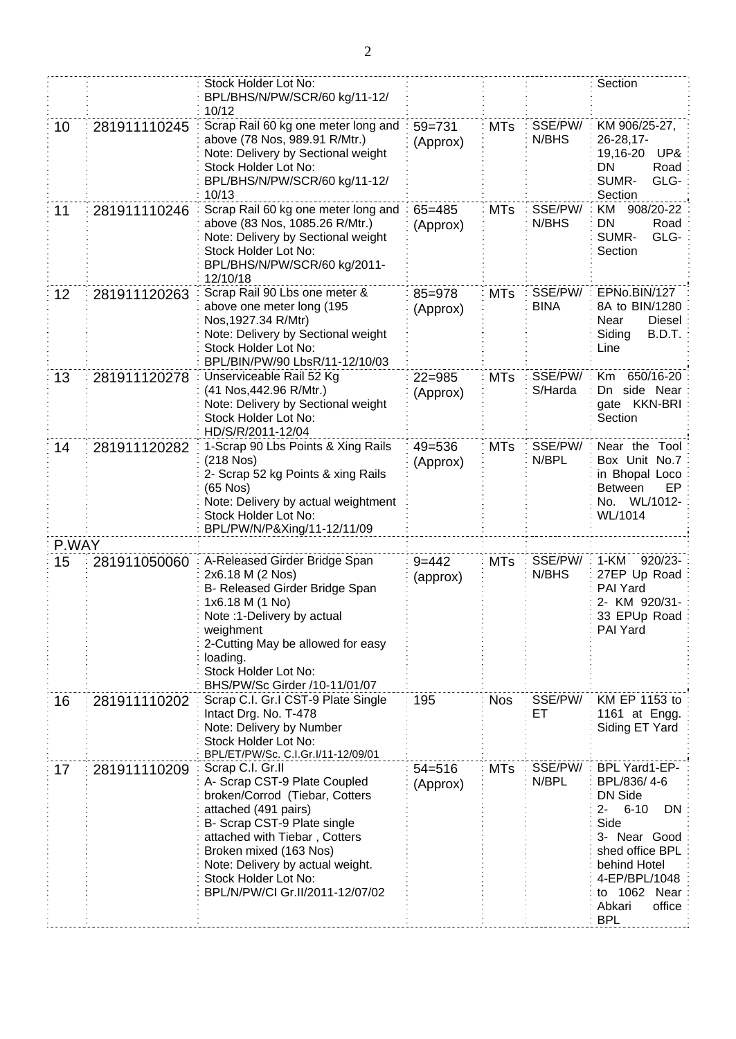|  |  |  |  |  |  |  |
|---|---|---|---|---|---|---|
|  |  | Stock Holder Lot No: BPL/BHS/N/PW/SCR/60 kg/11-12/ 10/12 |  |  |  | Section |
| 10 | 281911110245 | Scrap Rail 60 kg one meter long and above (78 Nos, 989.91 R/Mtr.) Note: Delivery by Sectional weight Stock Holder Lot No: BPL/BHS/N/PW/SCR/60 kg/11-12/ 10/13 | 59=731 (Approx) | MTs | SSE/PW/ N/BHS | KM 906/25-27, 26-28,17-19,16-20 UP& DN Road SUMR- GLG-Section |
| 11 | 281911110246 | Scrap Rail 60 kg one meter long and above (83 Nos, 1085.26 R/Mtr.) Note: Delivery by Sectional weight Stock Holder Lot No: BPL/BHS/N/PW/SCR/60 kg/2011-12/10/18 | 65=485 (Approx) | MTs | SSE/PW/ N/BHS | KM 908/20-22 DN Road SUMR- GLG-Section |
| 12 | 281911120263 | Scrap Rail 90 Lbs one meter & above one meter long (195 Nos,1927.34 R/Mtr) Note: Delivery by Sectional weight Stock Holder Lot No: BPL/BIN/PW/90 LbsR/11-12/10/03 | 85=978 (Approx) | MTs | SSE/PW/ BINA | EPNo.BIN/127 8A to BIN/1280 Near Diesel Siding B.D.T. Line |
| 13 | 281911120278 | Unserviceable Rail 52 Kg (41 Nos,442.96 R/Mtr.) Note: Delivery by Sectional weight Stock Holder Lot No: HD/S/R/2011-12/04 | 22=985 (Approx) | MTs | SSE/PW/ S/Harda | Km 650/16-20 Dn side Near gate KKN-BRI Section |
| 14 | 281911120282 | 1-Scrap 90 Lbs Points & Xing Rails (218 Nos) 2- Scrap 52 kg Points & xing Rails (65 Nos) Note: Delivery by actual weightment Stock Holder Lot No: BPL/PW/N/P&Xing/11-12/11/09 | 49=536 (Approx) | MTs | SSE/PW/ N/BPL | Near the Tool Box Unit No.7 in Bhopal Loco Between EP No. WL/1012-WL/1014 |
| P.WAY |  |  |  |  |  |  |
| 15 | 281911050060 | A-Released Girder Bridge Span 2x6.18 M (2 Nos) B- Released Girder Bridge Span 1x6.18 M (1 No) Note :1-Delivery by actual weighment 2-Cutting May be allowed for easy loading. Stock Holder Lot No: BHS/PW/Sc Girder /10-11/01/07 | 9=442 (approx) | MTs | SSE/PW/ N/BHS | 1-KM 920/23-27EP Up Road PAI Yard 2- KM 920/31-33 EPUp Road PAI Yard |
| 16 | 281911110202 | Scrap C.I. Gr.I CST-9 Plate Single Intact Drg. No. T-478 Note: Delivery by Number Stock Holder Lot No: BPL/ET/PW/Sc. C.I.Gr.I/11-12/09/01 | 195 | Nos | SSE/PW/ ET | KM EP 1153 to 1161 at Engg. Siding ET Yard |
| 17 | 281911110209 | Scrap C.I. Gr.II A- Scrap CST-9 Plate Coupled broken/Corrod (Tiebar, Cotters attached (491 pairs) B- Scrap CST-9 Plate single attached with Tiebar , Cotters Broken mixed (163 Nos) Note: Delivery by actual weight. Stock Holder Lot No: BPL/N/PW/CI Gr.II/2011-12/07/02 | 54=516 (Approx) | MTs | SSE/PW/ N/BPL | BPL Yard1-EP-BPL/836/ 4-6 DN Side 2- 6-10 DN Side 3- Near Good shed office BPL behind Hotel 4-EP/BPL/1048 to 1062 Near Abkari office BPL |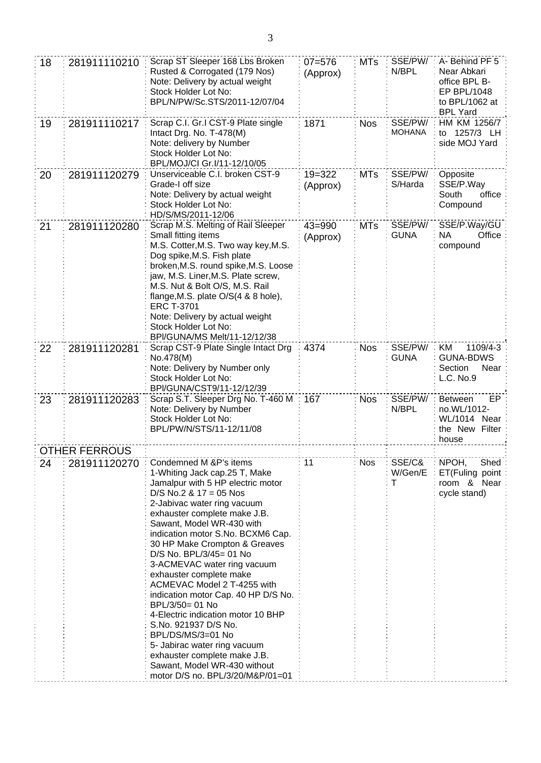| 18 | 281911110210 | Scrap ST Sleeper 168 Lbs Broken Rusted & Corrogated (179 Nos)<br>Note: Delivery by actual weight<br>Stock Holder Lot No:<br>BPL/N/PW/Sc.STS/2011-12/07/04 | 07=576 (Approx) | MTs | SSE/PW/ N/BPL | A- Behind PF 5 Near Abkari office BPL B- EP BPL/1048 to BPL/1062 at BPL Yard |
|---|---|---|---|---|---|---|
| 19 | 281911110217 | Scrap C.I. Gr.I CST-9 Plate single Intact Drg. No. T-478(M)<br>Note: delivery by Number<br>Stock Holder Lot No:<br>BPL/MOJ/CI Gr.I/11-12/10/05 | 1871 | Nos | SSE/PW/ MOHANA | HM KM 1256/7 to 1257/3 LH side MOJ Yard |
| 20 | 281911120279 | Unserviceable C.I. broken CST-9 Grade-I off size<br>Note: Delivery by actual weight<br>Stock Holder Lot No:<br>HD/S/MS/2011-12/06 | 19=322 (Approx) | MTs | SSE/PW/ S/Harda | Opposite SSE/P.Way South office Compound |
| 21 | 281911120280 | Scrap M.S. Melting of Rail Sleeper Small fitting items<br>M.S. Cotter,M.S. Two way key,M.S. Dog spike,M.S. Fish plate broken,M.S. round spike,M.S. Loose jaw, M.S. Liner,M.S. Plate screw, M.S. Nut & Bolt O/S, M.S. Rail flange,M.S. plate O/S(4 & 8 hole), ERC T-3701<br>Note: Delivery by actual weight<br>Stock Holder Lot No:<br>BPl/GUNA/MS Melt/11-12/12/38 | 43=990 (Approx) | MTs | SSE/PW/ GUNA | SSE/P.Way/GU NA Office compound |
| 22 | 281911120281 | Scrap CST-9 Plate Single Intact Drg No.478(M)<br>Note: Delivery by Number only<br>Stock Holder Lot No:<br>BPl/GUNA/CST9/11-12/12/39 | 4374 | Nos | SSE/PW/ GUNA | KM 1109/4-3 GUNA-BDWS Section Near L.C. No.9 |
| 23 | 281911120283 | Scrap S.T. Sleeper Drg No. T-460 M<br>Note: Delivery by Number<br>Stock Holder Lot No:<br>BPL/PW/N/STS/11-12/11/08 | 167 | Nos | SSE/PW/ N/BPL | Between EP no.WL/1012-WL/1014 Near the New Filter house |
| OTHER FERROUS | | | | | | |
| 24 | 281911120270 | Condemned M &P's items<br>1-Whiting Jack cap.25 T, Make Jamalpur with 5 HP electric motor D/S No.2 & 17 = 05 Nos<br>2-Jabivac water ring vacuum exhauster complete make J.B. Sawant, Model WR-430 with indication motor S.No. BCXM6 Cap. 30 HP Make Crompton & Greaves D/S No. BPL/3/45= 01 No<br>3-ACMEVAC water ring vacuum exhauster complete make ACMEVAC Model 2 T-4255 with indication motor Cap. 40 HP D/S No. BPL/3/50= 01 No<br>4-Electric indication motor 10 BHP S.No. 921937 D/S No. BPL/DS/MS/3=01 No<br>5- Jabirac water ring vacuum exhauster complete make J.B. Sawant, Model WR-430 without motor D/S no. BPL/3/20/M&P/01=01 | 11 | Nos | SSE/C& W/Gen/E T | NPOH, Shed ET(Fuling point room & Near cycle stand) |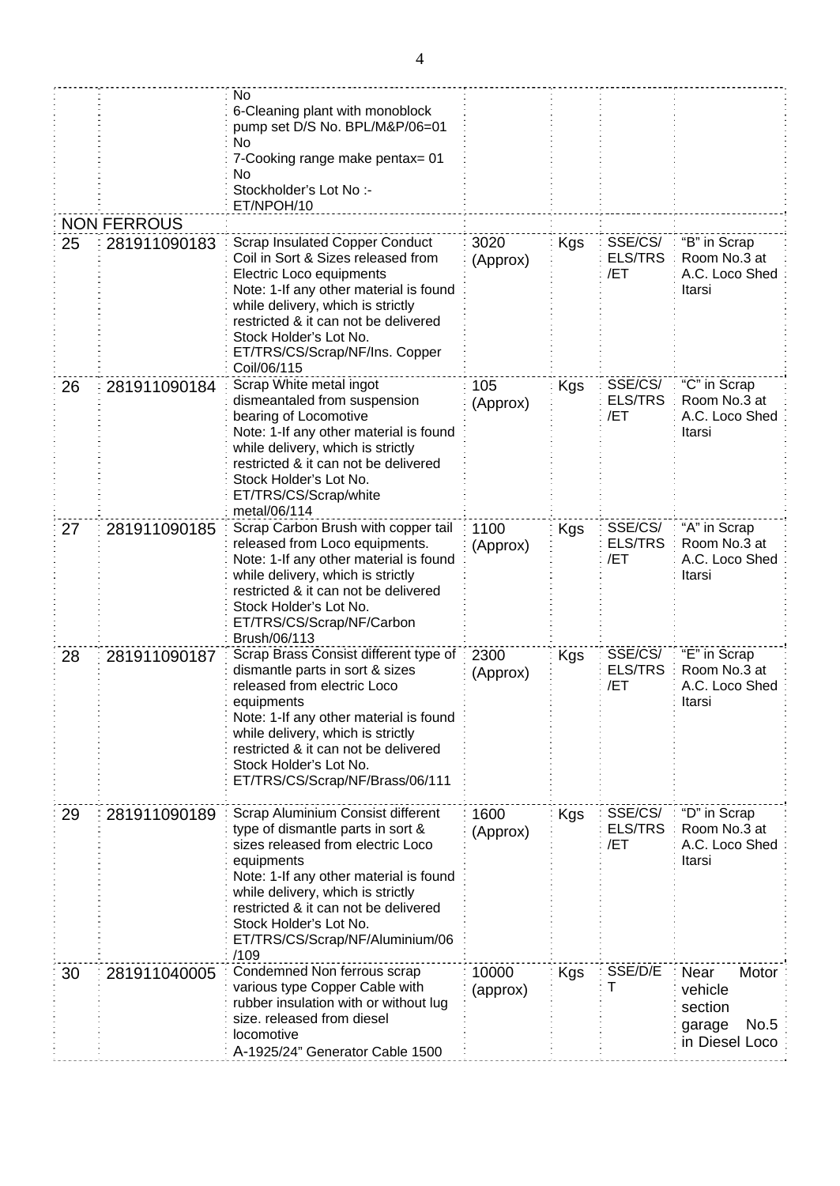| | | | | | | |
|---|---|---|---|---|---|---|
| | | No<br>6-Cleaning plant with monoblock pump set D/S No. BPL/M&P/06=01 No<br>7-Cooking range make pentax= 01 No<br>Stockholder's Lot No :- ET/NPOH/10 | | | | |
| NON FERROUS | | | | | | |
| 25 | 281911090183 | Scrap Insulated Copper Conduct Coil in Sort & Sizes released from Electric Loco equipments<br>Note: 1-If any other material is found while delivery, which is strictly restricted & it can not be delivered<br>Stock Holder's Lot No. ET/TRS/CS/Scrap/NF/Ins. Copper Coil/06/115 | 3020 (Approx) | Kgs | SSE/CS/ ELS/TRS /ET | "B" in Scrap Room No.3 at A.C. Loco Shed Itarsi |
| 26 | 281911090184 | Scrap White metal ingot dismeantaled from suspension bearing of Locomotive<br>Note: 1-If any other material is found while delivery, which is strictly restricted & it can not be delivered<br>Stock Holder's Lot No. ET/TRS/CS/Scrap/white metal/06/114 | 105 (Approx) | Kgs | SSE/CS/ ELS/TRS /ET | "C" in Scrap Room No.3 at A.C. Loco Shed Itarsi |
| 27 | 281911090185 | Scrap Carbon Brush with copper tail released from Loco equipments.<br>Note: 1-If any other material is found while delivery, which is strictly restricted & it can not be delivered<br>Stock Holder's Lot No. ET/TRS/CS/Scrap/NF/Carbon Brush/06/113 | 1100 (Approx) | Kgs | SSE/CS/ ELS/TRS /ET | "A" in Scrap Room No.3 at A.C. Loco Shed Itarsi |
| 28 | 281911090187 | Scrap Brass Consist different type of dismantle parts in sort & sizes released from electric Loco equipments<br>Note: 1-If any other material is found while delivery, which is strictly restricted & it can not be delivered<br>Stock Holder's Lot No. ET/TRS/CS/Scrap/NF/Brass/06/111 | 2300 (Approx) | Kgs | SSE/CS/ ELS/TRS /ET | "E" in Scrap Room No.3 at A.C. Loco Shed Itarsi |
| 29 | 281911090189 | Scrap Aluminium Consist different type of dismantle parts in sort & sizes released from electric Loco equipments<br>Note: 1-If any other material is found while delivery, which is strictly restricted & it can not be delivered<br>Stock Holder's Lot No. ET/TRS/CS/Scrap/NF/Aluminium/06 /109 | 1600 (Approx) | Kgs | SSE/CS/ ELS/TRS /ET | "D" in Scrap Room No.3 at A.C. Loco Shed Itarsi |
| 30 | 281911040005 | Condemned Non ferrous scrap various type Copper Cable with rubber insulation with or without lug size. released from diesel locomotive<br>A-1925/24" Generator Cable 1500 | 10000 (approx) | Kgs | SSE/D/ET | Near Motor vehicle section garage No.5 in Diesel Loco |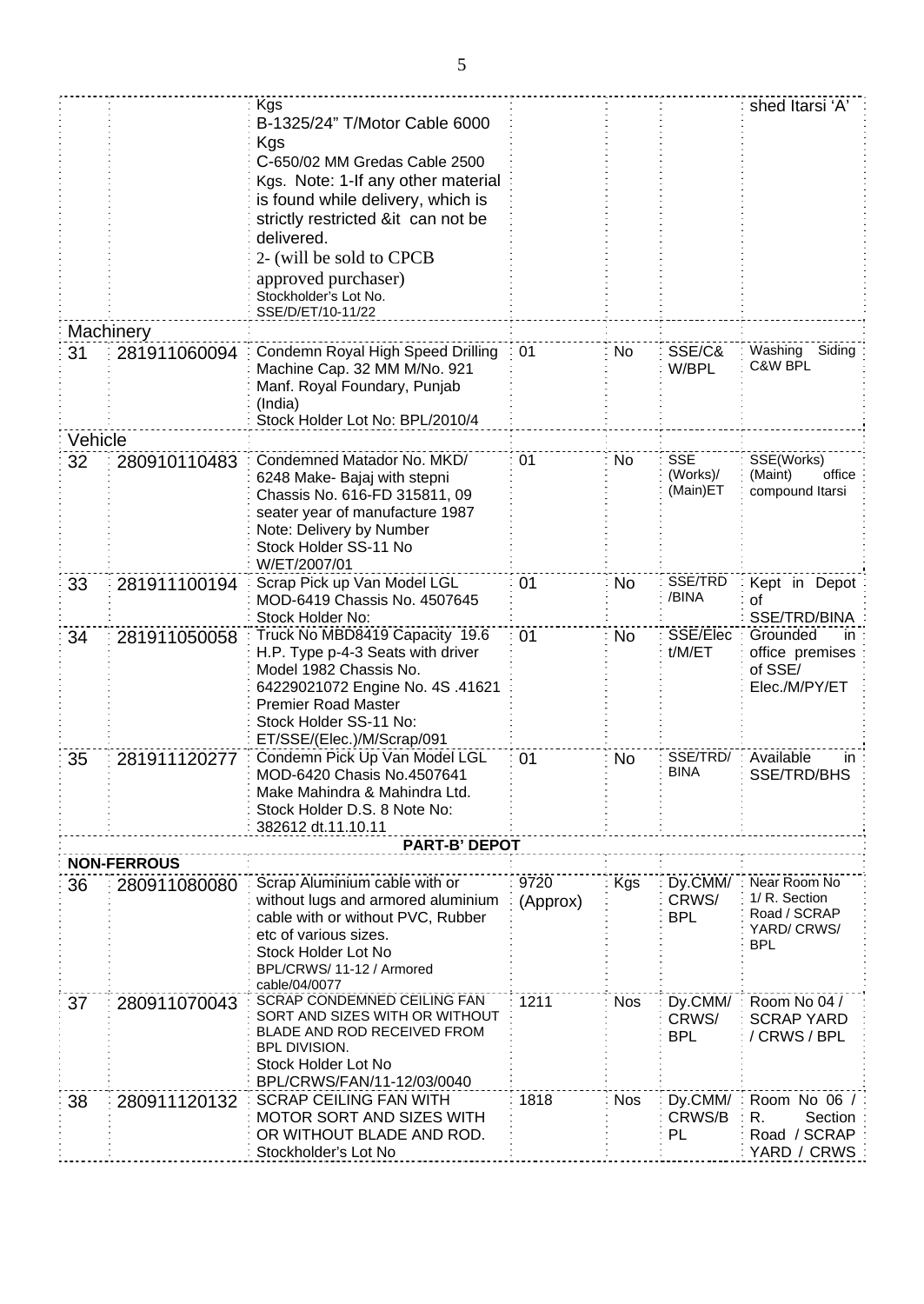| | | | | | | |
|---|---|---|---|---|---|---|
| | | Kgs<br>B-1325/24" T/Motor Cable 6000 Kgs<br>C-650/02 MM Gredas Cable 2500 Kgs. Note: 1-If any other material is found while delivery, which is strictly restricted &it can not be delivered.<br>2- (will be sold to CPCB approved purchaser)<br>Stockholder's Lot No. SSE/D/ET/10-11/22 | | | | shed Itarsi 'A' |
| Machinery | | | | | | |
| 31 | 281911060094 | Condemn Royal High Speed Drilling Machine Cap. 32 MM M/No. 921 Manf. Royal Foundary, Punjab (India)<br>Stock Holder Lot No: BPL/2010/4 | 01 | No | SSE/C& W/BPL | Washing Siding C&W BPL |
| Vehicle | | | | | | |
| 32 | 280910110483 | Condemned Matador No. MKD/ 6248 Make- Bajaj with stepni Chassis No. 616-FD 315811, 09 seater year of manufacture 1987<br>Note: Delivery by Number<br>Stock Holder SS-11 No W/ET/2007/01 | 01 | No | SSE (Works)/ (Main)ET | SSE(Works) (Maint) office compound Itarsi |
| 33 | 281911100194 | Scrap Pick up Van Model LGL MOD-6419 Chassis No. 4507645<br>Stock Holder No: | 01 | No | SSE/TRD /BINA | Kept in Depot of SSE/TRD/BINA |
| 34 | 281911050058 | Truck No MBD8419 Capacity 19.6 H.P. Type p-4-3 Seats with driver Model 1982 Chassis No. 64229021072 Engine No. 4S .41621 Premier Road Master<br>Stock Holder SS-11 No: ET/SSE/(Elec.)/M/Scrap/091 | 01 | No | SSE/Elect/M/ET | Grounded in office premises of SSE/ Elec./M/PY/ET |
| 35 | 281911120277 | Condemn Pick Up Van Model LGL MOD-6420 Chasis No.4507641 Make Mahindra & Mahindra Ltd.<br>Stock Holder D.S. 8 Note No: 382612 dt.11.10.11 | 01 | No | SSE/TRD/ BINA | Available in SSE/TRD/BHS |
| | | **PART-B' DEPOT** | | | | |
| **NON-FERROUS** | | | | | | |
| 36 | 280911080080 | Scrap Aluminium cable with or without lugs and armored aluminium cable with or without PVC, Rubber etc of various sizes.<br>Stock Holder Lot No BPL/CRWS/ 11-12 / Armored cable/04/0077 | 9720 (Approx) | Kgs | Dy.CMM/ CRWS/ BPL | Near Room No 1/ R. Section Road / SCRAP YARD/ CRWS/ BPL |
| 37 | 280911070043 | SCRAP CONDEMNED CEILING FAN SORT AND SIZES WITH OR WITHOUT BLADE AND ROD RECEIVED FROM BPL DIVISION.<br>Stock Holder Lot No BPL/CRWS/FAN/11-12/03/0040 | 1211 | Nos | Dy.CMM/ CRWS/ BPL | Room No 04 / SCRAP YARD / CRWS / BPL |
| 38 | 280911120132 | SCRAP CEILING FAN WITH MOTOR SORT AND SIZES WITH OR WITHOUT BLADE AND ROD.<br>Stockholder's Lot No | 1818 | Nos | Dy.CMM/ CRWS/B PL | Room No 06 / R. Section Road / SCRAP YARD / CRWS |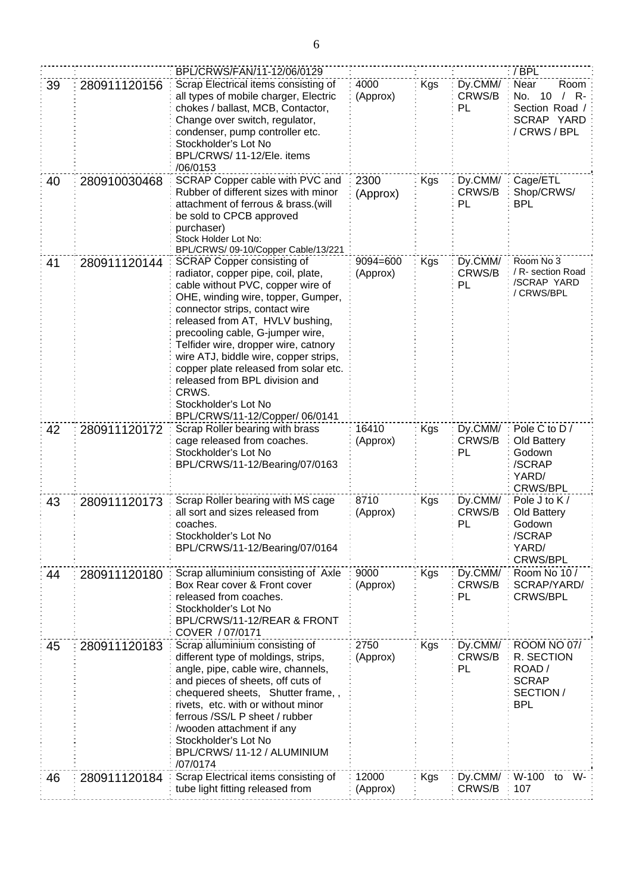| | | | | | | |
|---|---|---|---|---|---|---|
| | | BPL/CRWS/FAN/11-12/06/0129 | | | | / BPL |
| 39 | 280911120156 | Scrap Electrical items consisting of all types of mobile charger, Electric chokes / ballast, MCB, Contactor, Change over switch, regulator, condenser, pump controller etc. Stockholder's Lot No BPL/CRWS/ 11-12/Ele. items /06/0153 | 4000 (Approx) | Kgs | Dy.CMM/ CRWS/BPL | Near Room No. 10 / R-Section Road / SCRAP YARD / CRWS / BPL |
| 40 | 280910030468 | SCRAP Copper cable with PVC and Rubber of different sizes with minor attachment of ferrous & brass.(will be sold to CPCB approved purchaser) Stock Holder Lot No: BPL/CRWS/ 09-10/Copper Cable/13/221 | 2300 (Approx) | Kgs | Dy.CMM/ CRWS/BPL | Cage/ETL Shop/CRWS/ BPL |
| 41 | 280911120144 | SCRAP Copper consisting of radiator, copper pipe, coil, plate, cable without PVC, copper wire of OHE, winding wire, topper, Gumper, connector strips, contact wire released from AT, HVLV bushing, precooling cable, G-jumper wire, Telfider wire, dropper wire, catnory wire ATJ, biddle wire, copper strips, copper plate released from solar etc. released from BPL division and CRWS. Stockholder's Lot No BPL/CRWS/11-12/Copper/ 06/0141 | 9094=600 (Approx) | Kgs | Dy.CMM/ CRWS/BPL | Room No 3 / R- section Road /SCRAP YARD / CRWS/BPL |
| 42 | 280911120172 | Scrap Roller bearing with brass cage released from coaches. Stockholder's Lot No BPL/CRWS/11-12/Bearing/07/0163 | 16410 (Approx) | Kgs | Dy.CMM/ CRWS/BPL | Pole C to D / Old Battery Godown /SCRAP YARD/ CRWS/BPL |
| 43 | 280911120173 | Scrap Roller bearing with MS cage all sort and sizes released from coaches. Stockholder's Lot No BPL/CRWS/11-12/Bearing/07/0164 | 8710 (Approx) | Kgs | Dy.CMM/ CRWS/BPL | Pole J to K / Old Battery Godown /SCRAP YARD/ CRWS/BPL |
| 44 | 280911120180 | Scrap alluminium consisting of Axle Box Rear cover & Front cover released from coaches. Stockholder's Lot No BPL/CRWS/11-12/REAR & FRONT COVER / 07/0171 | 9000 (Approx) | Kgs | Dy.CMM/ CRWS/BPL | Room No 10 / SCRAP/YARD/ CRWS/BPL |
| 45 | 280911120183 | Scrap alluminium consisting of different type of moldings, strips, angle, pipe, cable wire, channels, and pieces of sheets, off cuts of chequered sheets, Shutter frame, , rivets, etc. with or without minor ferrous /SS/L P sheet / rubber /wooden attachment if any Stockholder's Lot No BPL/CRWS/ 11-12 / ALUMINIUM /07/0174 | 2750 (Approx) | Kgs | Dy.CMM/ CRWS/BPL | ROOM NO 07/ R. SECTION ROAD / SCRAP SECTION / BPL |
| 46 | 280911120184 | Scrap Electrical items consisting of tube light fitting released from | 12000 (Approx) | Kgs | Dy.CMM/ CRWS/B | W-100 to W-107 |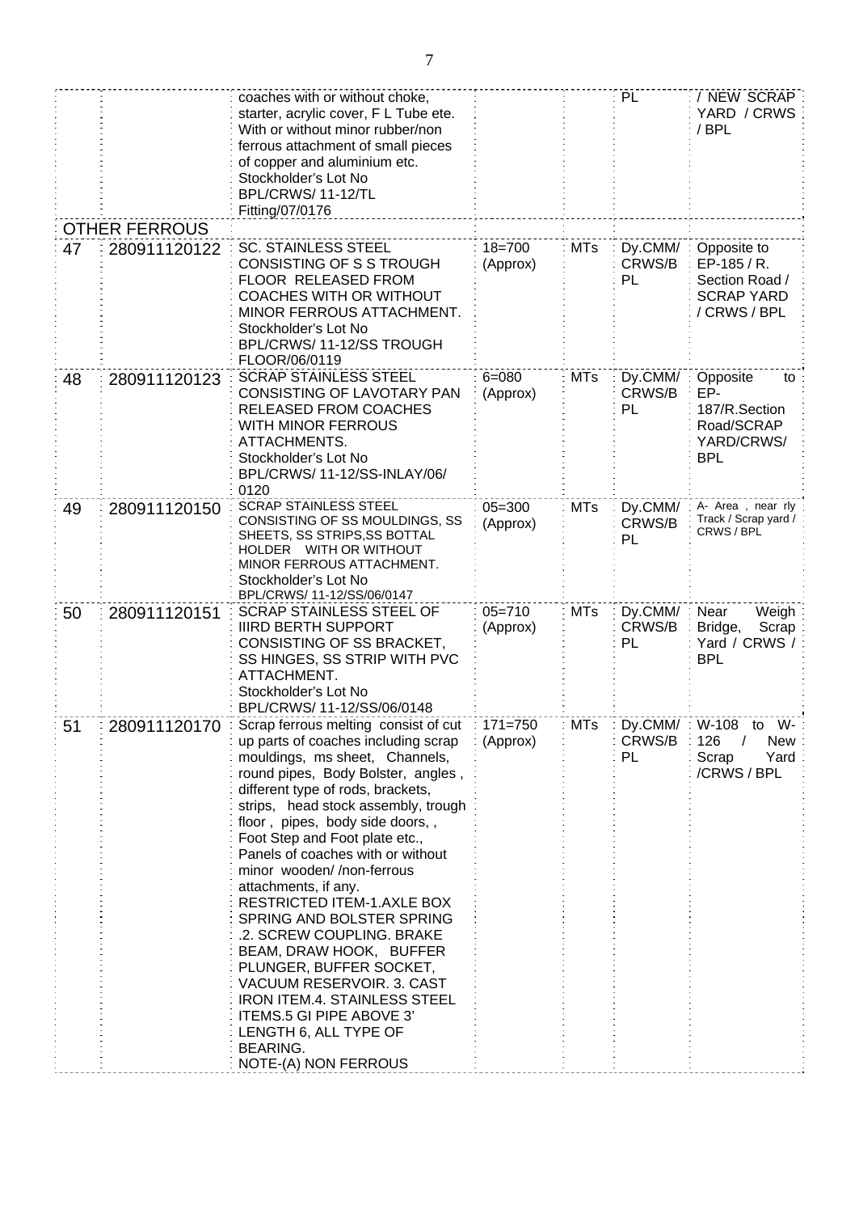|  |  | coaches with or without choke, starter, acrylic cover, F L Tube ete. With or without minor rubber/non ferrous attachment of small pieces of copper and aluminium etc. Stockholder's Lot No BPL/CRWS/ 11-12/TL Fitting/07/0176 |  |  | PL | / NEW SCRAP YARD / CRWS / BPL |
|---|---|---|---|---|---|---|
|  | OTHER FERROUS |  |  |  |  |  |
| 47 | 280911120122 | SC. STAINLESS STEEL CONSISTING OF S S TROUGH FLOOR RELEASED FROM COACHES WITH OR WITHOUT MINOR FERROUS ATTACHMENT. Stockholder's Lot No BPL/CRWS/ 11-12/SS TROUGH FLOOR/06/0119 | 18=700 (Approx) | MTs | Dy.CMM/ CRWS/B PL | Opposite to EP-185 / R. Section Road / SCRAP YARD / CRWS / BPL |
| 48 | 280911120123 | SCRAP STAINLESS STEEL CONSISTING OF LAVOTARY PAN RELEASED FROM COACHES WITH MINOR FERROUS ATTACHMENTS. Stockholder's Lot No BPL/CRWS/ 11-12/SS-INLAY/06/ 0120 | 6=080 (Approx) | MTs | Dy.CMM/ CRWS/B PL | Opposite to EP-187/R.Section Road/SCRAP YARD/CRWS/ BPL |
| 49 | 280911120150 | SCRAP STAINLESS STEEL CONSISTING OF SS MOULDINGS, SS SHEETS, SS STRIPS,SS BOTTAL HOLDER WITH OR WITHOUT MINOR FERROUS ATTACHMENT. Stockholder's Lot No BPL/CRWS/ 11-12/SS/06/0147 | 05=300 (Approx) | MTs | Dy.CMM/ CRWS/B PL | A- Area , near rly Track / Scrap yard / CRWS / BPL |
| 50 | 280911120151 | SCRAP STAINLESS STEEL OF IIIRD BERTH SUPPORT CONSISTING OF SS BRACKET, SS HINGES, SS STRIP WITH PVC ATTACHMENT. Stockholder's Lot No BPL/CRWS/ 11-12/SS/06/0148 | 05=710 (Approx) | MTs | Dy.CMM/ CRWS/B PL | Near Weigh Bridge, Scrap Yard / CRWS / BPL |
| 51 | 280911120170 | Scrap ferrous melting consist of cut up parts of coaches including scrap mouldings, ms sheet, Channels, round pipes, Body Bolster, angles , different type of rods, brackets, strips, head stock assembly, trough floor , pipes, body side doors, , Foot Step and Foot plate etc., Panels of coaches with or without minor wooden/ /non-ferrous attachments, if any. RESTRICTED ITEM-1.AXLE BOX SPRING AND BOLSTER SPRING .2. SCREW COUPLING. BRAKE BEAM, DRAW HOOK, BUFFER PLUNGER, BUFFER SOCKET, VACUUM RESERVOIR. 3. CAST IRON ITEM.4. STAINLESS STEEL ITEMS.5 GI PIPE ABOVE 3' LENGTH 6, ALL TYPE OF BEARING. NOTE-(A) NON FERROUS | 171=750 (Approx) | MTs | Dy.CMM/ CRWS/B PL | W-108 to W-126 / New Scrap Yard /CRWS / BPL |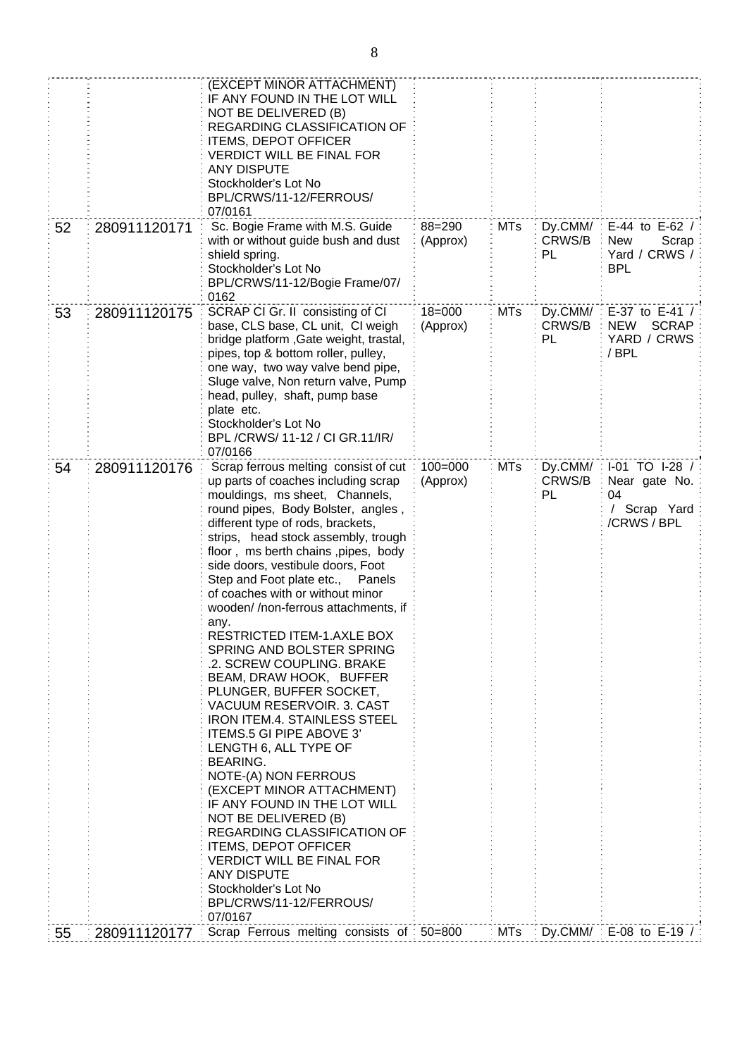| | | | | | | |
|---|---|---|---|---|---|---|
| | | (EXCEPT MINOR ATTACHMENT) IF ANY FOUND IN THE LOT WILL NOT BE DELIVERED (B) REGARDING CLASSIFICATION OF ITEMS, DEPOT OFFICER VERDICT WILL BE FINAL FOR ANY DISPUTE<br>Stockholder's Lot No BPL/CRWS/11-12/FERROUS/07/0161 | | | | |
| 52 | 280911120171 | Sc. Bogie Frame with M.S. Guide with or without guide bush and dust shield spring.<br>Stockholder's Lot No BPL/CRWS/11-12/Bogie Frame/07/0162 | 88=290 (Approx) | MTs | Dy.CMM/ CRWS/BPL | E-44 to E-62 / New Scrap Yard / CRWS / BPL |
| 53 | 280911120175 | SCRAP CI Gr. II consisting of CI base, CLS base, CL unit, CI weigh bridge platform ,Gate weight, trastal, pipes, top & bottom roller, pulley, one way, two way valve bend pipe, Sluge valve, Non return valve, Pump head, pulley, shaft, pump base plate etc.<br>Stockholder's Lot No BPL /CRWS/ 11-12 / CI GR.11/IR/ 07/0166 | 18=000 (Approx) | MTs | Dy.CMM/ CRWS/BPL | E-37 to E-41 / NEW SCRAP YARD / CRWS / BPL |
| 54 | 280911120176 | Scrap ferrous melting consist of cut up parts of coaches including scrap mouldings, ms sheet, Channels, round pipes, Body Bolster, angles , different type of rods, brackets, strips, head stock assembly, trough floor , ms berth chains ,pipes, body side doors, vestibule doors, Foot Step and Foot plate etc., Panels of coaches with or without minor wooden/ /non-ferrous attachments, if any.<br>RESTRICTED ITEM-1.AXLE BOX SPRING AND BOLSTER SPRING .2. SCREW COUPLING. BRAKE BEAM, DRAW HOOK, BUFFER PLUNGER, BUFFER SOCKET, VACUUM RESERVOIR. 3. CAST IRON ITEM.4. STAINLESS STEEL ITEMS.5 GI PIPE ABOVE 3' LENGTH 6, ALL TYPE OF BEARING.<br>NOTE-(A) NON FERROUS (EXCEPT MINOR ATTACHMENT) IF ANY FOUND IN THE LOT WILL NOT BE DELIVERED (B) REGARDING CLASSIFICATION OF ITEMS, DEPOT OFFICER VERDICT WILL BE FINAL FOR ANY DISPUTE<br>Stockholder's Lot No BPL/CRWS/11-12/FERROUS/07/0167 | 100=000 (Approx) | MTs | Dy.CMM/ CRWS/BPL | I-01 TO I-28 / Near gate No. 04 / Scrap Yard /CRWS / BPL |
| 55 | 280911120177 | Scrap Ferrous melting consists of | 50=800 | MTs | Dy.CMM/ | E-08 to E-19 / |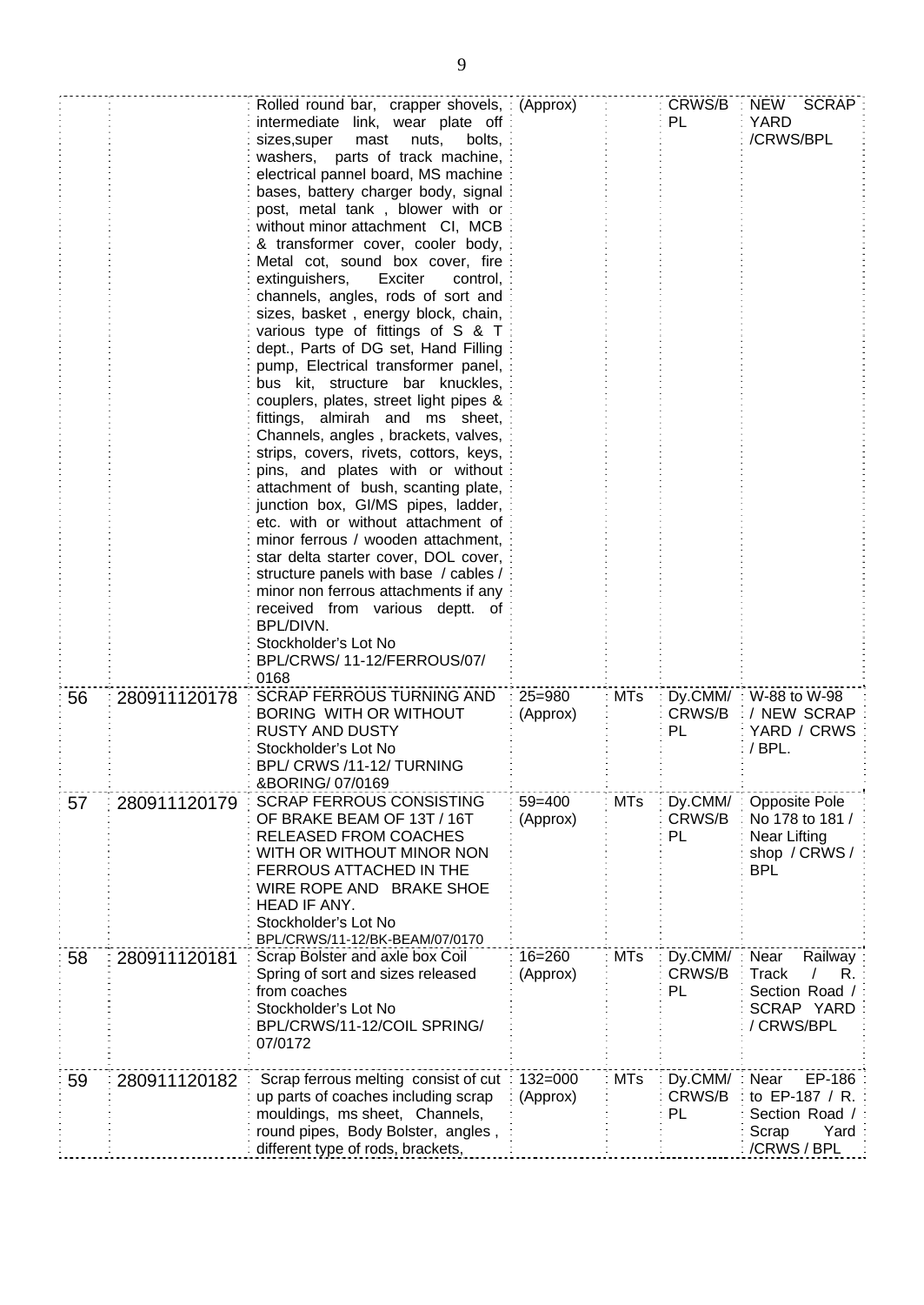| | | | | | | |
|---|---|---|---|---|---|---|
| | | Rolled round bar, crapper shovels, intermediate link, wear plate off sizes,super mast nuts, bolts, washers, parts of track machine, electrical pannel board, MS machine bases, battery charger body, signal post, metal tank , blower with or without minor attachment CI, MCB & transformer cover, cooler body, Metal cot, sound box cover, fire extinguishers, Exciter control, channels, angles, rods of sort and sizes, basket , energy block, chain, various type of fittings of S & T dept., Parts of DG set, Hand Filling pump, Electrical transformer panel, bus kit, structure bar knuckles, couplers, plates, street light pipes & fittings, almirah and ms sheet, Channels, angles , brackets, valves, strips, covers, rivets, cottors, keys, pins, and plates with or without attachment of bush, scanting plate, junction box, GI/MS pipes, ladder, etc. with or without attachment of minor ferrous / wooden attachment, star delta starter cover, DOL cover, structure panels with base / cables / minor non ferrous attachments if any received from various deptt. of BPL/DIVN.<br>Stockholder's Lot No<br>BPL/CRWS/ 11-12/FERROUS/07/ 0168 | (Approx) | | CRWS/B PL | NEW SCRAP YARD /CRWS/BPL |
| 56 | 280911120178 | SCRAP FERROUS TURNING AND BORING WITH OR WITHOUT RUSTY AND DUSTY<br>Stockholder's Lot No<br>BPL/ CRWS /11-12/ TURNING &BORING/ 07/0169 | 25=980 (Approx) | MTs | Dy.CMM/ CRWS/B PL | W-88 to W-98 / NEW SCRAP YARD / CRWS / BPL. |
| 57 | 280911120179 | SCRAP FERROUS CONSISTING OF BRAKE BEAM OF 13T / 16T RELEASED FROM COACHES WITH OR WITHOUT MINOR NON FERROUS ATTACHED IN THE WIRE ROPE AND BRAKE SHOE HEAD IF ANY.<br>Stockholder's Lot No<br>BPL/CRWS/11-12/BK-BEAM/07/0170 | 59=400 (Approx) | MTs | Dy.CMM/ CRWS/B PL | Opposite Pole No 178 to 181 / Near Lifting shop / CRWS / BPL |
| 58 | 280911120181 | Scrap Bolster and axle box Coil Spring of sort and sizes released from coaches<br>Stockholder's Lot No<br>BPL/CRWS/11-12/COIL SPRING/ 07/0172 | 16=260 (Approx) | MTs | Dy.CMM/ CRWS/B PL | Near Railway Track / R. Section Road / SCRAP YARD / CRWS/BPL |
| 59 | 280911120182 | Scrap ferrous melting consist of cut up parts of coaches including scrap mouldings, ms sheet, Channels, round pipes, Body Bolster, angles , different type of rods, brackets, | 132=000 (Approx) | MTs | Dy.CMM/ CRWS/B PL | Near EP-186 to EP-187 / R. Section Road / Scrap Yard /CRWS / BPL |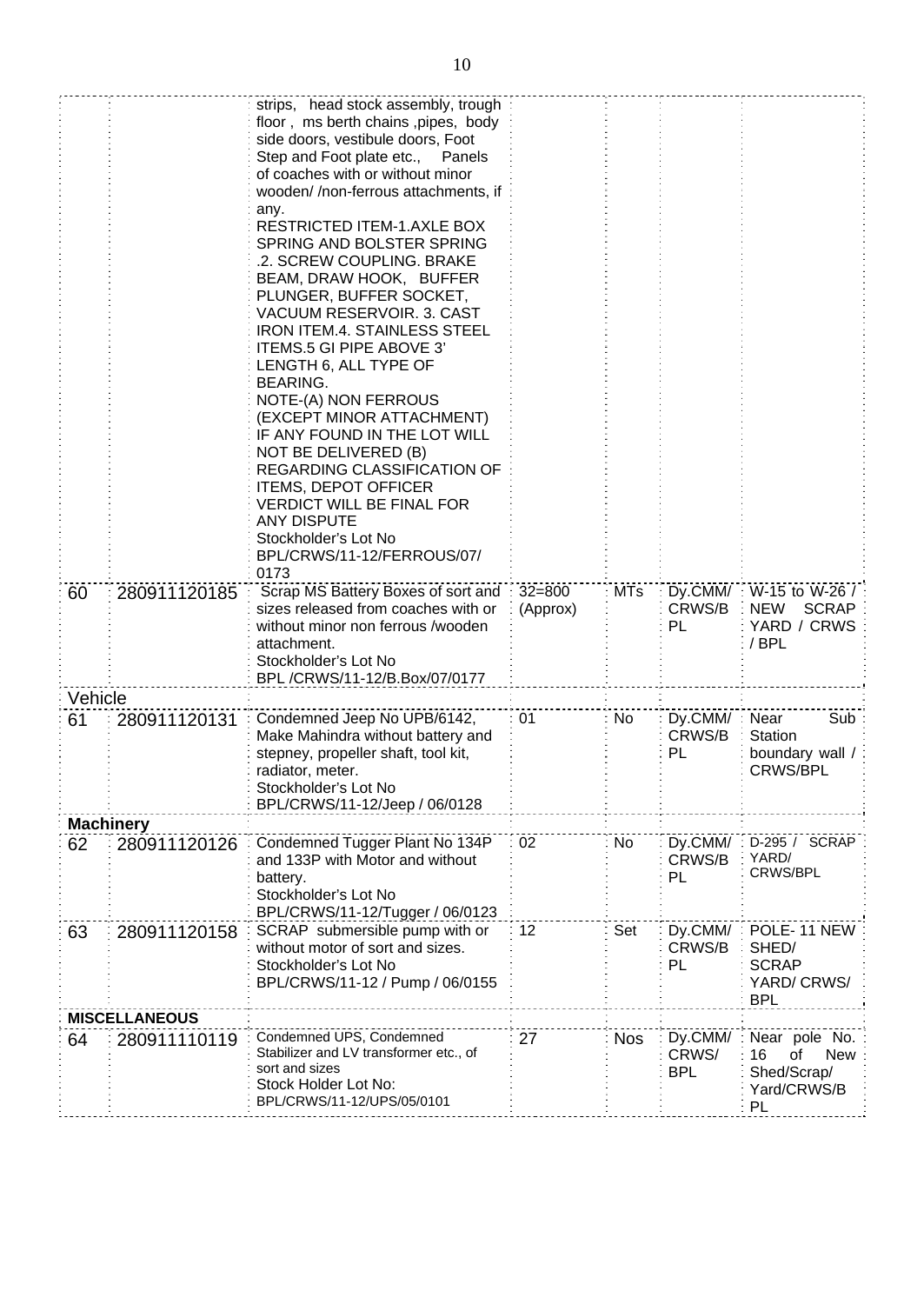|  |  |  |  |  |  |  |
|---|---|---|---|---|---|---|
|  |  | strips, head stock assembly, trough floor , ms berth chains ,pipes, body side doors, vestibule doors, Foot Step and Foot plate etc., Panels of coaches with or without minor wooden/ /non-ferrous attachments, if any. RESTRICTED ITEM-1.AXLE BOX SPRING AND BOLSTER SPRING .2. SCREW COUPLING. BRAKE BEAM, DRAW HOOK, BUFFER PLUNGER, BUFFER SOCKET, VACUUM RESERVOIR. 3. CAST IRON ITEM.4. STAINLESS STEEL ITEMS.5 GI PIPE ABOVE 3' LENGTH 6, ALL TYPE OF BEARING. NOTE-(A) NON FERROUS (EXCEPT MINOR ATTACHMENT) IF ANY FOUND IN THE LOT WILL NOT BE DELIVERED (B) REGARDING CLASSIFICATION OF ITEMS, DEPOT OFFICER VERDICT WILL BE FINAL FOR ANY DISPUTE Stockholder's Lot No BPL/CRWS/11-12/FERROUS/07/ 0173 |  |  |  |  |
| 60 | 280911120185 | Scrap MS Battery Boxes of sort and sizes released from coaches with or without minor non ferrous /wooden attachment. Stockholder's Lot No BPL /CRWS/11-12/B.Box/07/0177 | 32=800 (Approx) | MTs | Dy.CMM/ CRWS/B PL | W-15 to W-26 / NEW SCRAP YARD / CRWS / BPL |
| Vehicle |  |  |  |  |  |  |
| 61 | 280911120131 | Condemned Jeep No UPB/6142, Make Mahindra without battery and stepney, propeller shaft, tool kit, radiator, meter. Stockholder's Lot No BPL/CRWS/11-12/Jeep / 06/0128 | 01 | No | Dy.CMM/ CRWS/B PL | Near Sub Station boundary wall / CRWS/BPL |
| **Machinery** |  |  |  |  |  |  |
| 62 | 280911120126 | Condemned Tugger Plant No 134P and 133P with Motor and without battery. Stockholder's Lot No BPL/CRWS/11-12/Tugger / 06/0123 | 02 | No | Dy.CMM/ CRWS/B PL | D-295 / SCRAP YARD/ CRWS/BPL |
| 63 | 280911120158 | SCRAP submersible pump with or without motor of sort and sizes. Stockholder's Lot No BPL/CRWS/11-12 / Pump / 06/0155 | 12 | Set | Dy.CMM/ CRWS/B PL | POLE- 11 NEW SHED/ SCRAP YARD/ CRWS/ BPL |
| **MISCELLANEOUS** |  |  |  |  |  |  |
| 64 | 280911110119 | Condemned UPS, Condemned Stabilizer and LV transformer etc., of sort and sizes Stock Holder Lot No: BPL/CRWS/11-12/UPS/05/0101 | 27 | Nos | Dy.CMM/ CRWS/ BPL | Near pole No. 16 of New Shed/Scrap/ Yard/CRWS/B PL |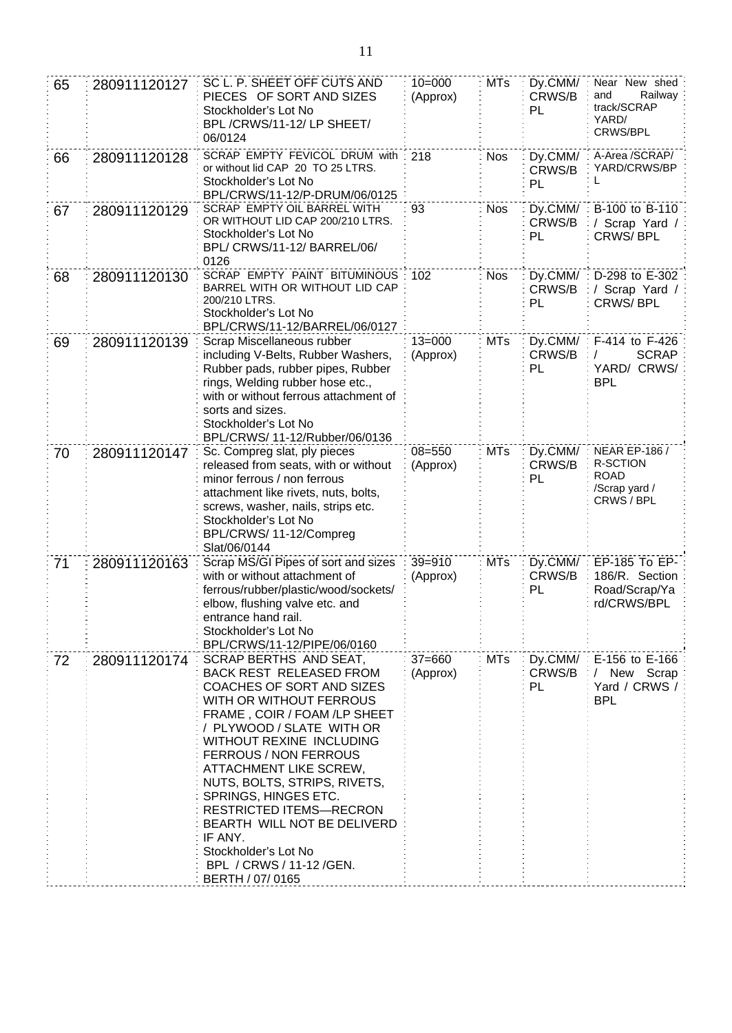| 65 | 280911120127 | SC L. P. SHEET OFF CUTS AND PIECES OF SORT AND SIZES Stockholder's Lot No BPL /CRWS/11-12/ LP SHEET/ 06/0124 | 10=000 (Approx) | MTs | Dy.CMM/ CRWS/B PL | Near New shed and Railway track/SCRAP YARD/ CRWS/BPL |
|---|---|---|---|---|---|---|
| 66 | 280911120128 | SCRAP EMPTY FEVICOL DRUM with or without lid CAP 20 TO 25 LTRS. Stockholder's Lot No BPL/CRWS/11-12/P-DRUM/06/0125 | 218 | Nos | Dy.CMM/ CRWS/B PL | A-Area /SCRAP/ YARD/CRWS/BP L |
| 67 | 280911120129 | SCRAP EMPTY OIL BARREL WITH OR WITHOUT LID CAP 200/210 LTRS. Stockholder's Lot No BPL/ CRWS/11-12/ BARREL/06/ 0126 | 93 | Nos | Dy.CMM/ CRWS/B PL | B-100 to B-110 / Scrap Yard / CRWS/ BPL |
| 68 | 280911120130 | SCRAP EMPTY PAINT BITUMINOUS BARREL WITH OR WITHOUT LID CAP 200/210 LTRS. Stockholder's Lot No BPL/CRWS/11-12/BARREL/06/0127 | 102 | Nos | Dy.CMM/ CRWS/B PL | D-298 to E-302 / Scrap Yard / CRWS/ BPL |
| 69 | 280911120139 | Scrap Miscellaneous rubber including V-Belts, Rubber Washers, Rubber pipes, Rubber pads, rubber pipes, Rubber rings, Welding rubber hose etc., with or without ferrous attachment of sorts and sizes. Stockholder's Lot No BPL/CRWS/ 11-12/Rubber/06/0136 | 13=000 (Approx) | MTs | Dy.CMM/ CRWS/B PL | F-414 to F-426 / SCRAP YARD/ CRWS/ BPL |
| 70 | 280911120147 | Sc. Compreg slat, ply pieces released from seats, with or without minor ferrous / non ferrous attachment like rivets, nuts, bolts, screws, washer, nails, strips etc. Stockholder's Lot No BPL/CRWS/ 11-12/Compreg Slat/06/0144 | 08=550 (Approx) | MTs | Dy.CMM/ CRWS/B PL | NEAR EP-186 / R-SCTION ROAD /Scrap yard / CRWS / BPL |
| 71 | 280911120163 | Scrap MS/GI Pipes of sort and sizes with or without attachment of ferrous/rubber/plastic/wood/sockets/ elbow, flushing valve etc. and entrance hand rail. Stockholder's Lot No BPL/CRWS/11-12/PIPE/06/0160 | 39=910 (Approx) | MTs | Dy.CMM/ CRWS/B PL | EP-185 To EP-186/R. Section Road/Scrap/Ya rd/CRWS/BPL |
| 72 | 280911120174 | SCRAP BERTHS AND SEAT, BACK REST RELEASED FROM COACHES OF SORT AND SIZES WITH OR WITHOUT FERROUS FRAME , COIR / FOAM /LP SHEET / PLYWOOD / SLATE WITH OR WITHOUT REXINE INCLUDING FERROUS / NON FERROUS ATTACHMENT LIKE SCREW, NUTS, BOLTS, STRIPS, RIVETS, SPRINGS, HINGES ETC. RESTRICTED ITEMS—RECRON BEARTH WILL NOT BE DELIVERD IF ANY. Stockholder's Lot No BPL / CRWS / 11-12 /GEN. BERTH / 07/ 0165 | 37=660 (Approx) | MTs | Dy.CMM/ CRWS/B PL | E-156 to E-166 / New Scrap Yard / CRWS / BPL |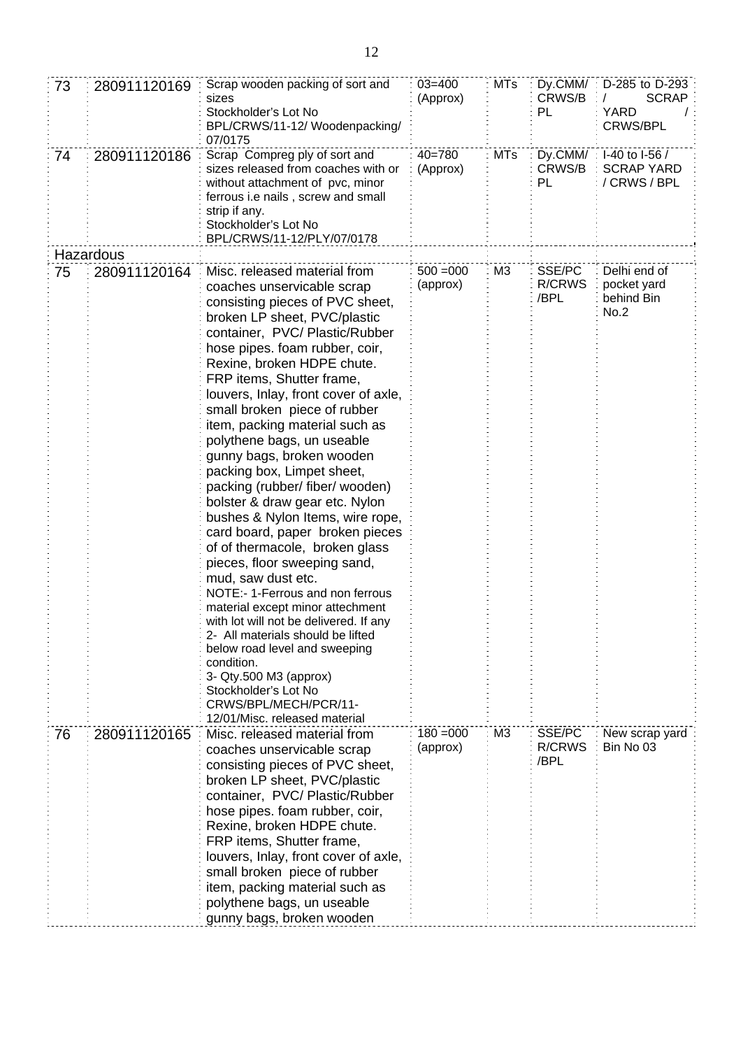| | | | | | | |
|---|---|---|---|---|---|---|
| 73 | 280911120169 | Scrap wooden packing of sort and sizes<br>Stockholder's Lot No BPL/CRWS/11-12/ Woodenpacking/ 07/0175 | 03=400 (Approx) | MTs | Dy.CMM/ CRWS/B PL | D-285 to D-293 / SCRAP YARD / CRWS/BPL |
| 74 | 280911120186 | Scrap Compreg ply of sort and sizes released from coaches with or without attachment of pvc, minor ferrous i.e nails , screw and small strip if any.<br>Stockholder's Lot No BPL/CRWS/11-12/PLY/07/0178 | 40=780 (Approx) | MTs | Dy.CMM/ CRWS/B PL | I-40 to I-56 / SCRAP YARD / CRWS / BPL |
| Hazardous | | | | | | |
| 75 | 280911120164 | Misc. released material from coaches unservicable scrap consisting pieces of PVC sheet, broken LP sheet, PVC/plastic container, PVC/ Plastic/Rubber hose pipes. foam rubber, coir, Rexine, broken HDPE chute. FRP items, Shutter frame, louvers, Inlay, front cover of axle, small broken piece of rubber item, packing material such as polythene bags, un useable gunny bags, broken wooden packing box, Limpet sheet, packing (rubber/ fiber/ wooden) bolster & draw gear etc. Nylon bushes & Nylon Items, wire rope, card board, paper broken pieces of of thermacole, broken glass pieces, floor sweeping sand, mud, saw dust etc.<br>NOTE:- 1-Ferrous and non ferrous material except minor attachment with lot will not be delivered. If any<br>2- All materials should be lifted below road level and sweeping condition.<br>3- Qty.500 M3 (approx)<br>Stockholder's Lot No CRWS/BPL/MECH/PCR/11-12/01/Misc. released material | 500 =000 (approx) | M3 | SSE/PC R/CRWS /BPL | Delhi end of pocket yard behind Bin No.2 |
| 76 | 280911120165 | Misc. released material from coaches unservicable scrap consisting pieces of PVC sheet, broken LP sheet, PVC/plastic container, PVC/ Plastic/Rubber hose pipes. foam rubber, coir, Rexine, broken HDPE chute. FRP items, Shutter frame, louvers, Inlay, front cover of axle, small broken piece of rubber item, packing material such as polythene bags, un useable gunny bags, broken wooden | 180 =000 (approx) | M3 | SSE/PC R/CRWS /BPL | New scrap yard Bin No 03 |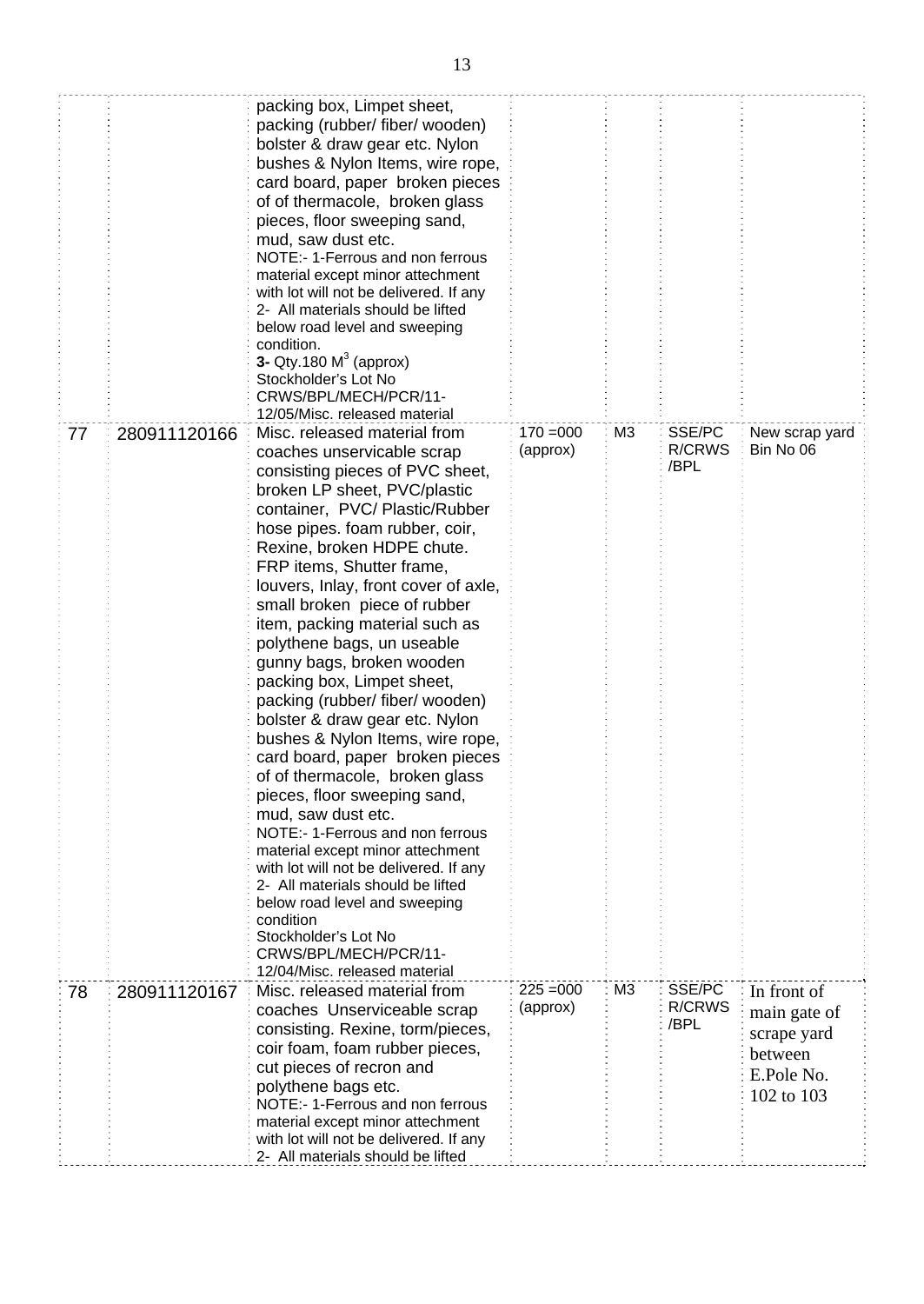| | | | | | | |
|---|---|---|---|---|---|---|
| | | packing box, Limpet sheet, packing (rubber/ fiber/ wooden) bolster & draw gear etc. Nylon bushes & Nylon Items, wire rope, card board, paper broken pieces of of thermacole, broken glass pieces, floor sweeping sand, mud, saw dust etc.<br>NOTE:- 1-Ferrous and non ferrous material except minor attechment with lot will not be delivered. If any<br>2- All materials should be lifted below road level and sweeping condition.<br>**3-** Qty.180 $M^3$ (approx)<br>Stockholder's Lot No CRWS/BPL/MECH/PCR/11-12/05/Misc. released material | | | | |
| 77 | 280911120166 | Misc. released material from coaches unservicable scrap consisting pieces of PVC sheet, broken LP sheet, PVC/plastic container, PVC/ Plastic/Rubber hose pipes. foam rubber, coir, Rexine, broken HDPE chute. FRP items, Shutter frame, louvers, Inlay, front cover of axle, small broken piece of rubber item, packing material such as polythene bags, un useable gunny bags, broken wooden packing box, Limpet sheet, packing (rubber/ fiber/ wooden) bolster & draw gear etc. Nylon bushes & Nylon Items, wire rope, card board, paper broken pieces of of thermacole, broken glass pieces, floor sweeping sand, mud, saw dust etc.<br>NOTE:- 1-Ferrous and non ferrous material except minor attechment with lot will not be delivered. If any<br>2- All materials should be lifted below road level and sweeping condition<br>Stockholder's Lot No CRWS/BPL/MECH/PCR/11-12/04/Misc. released material | 170 =000 (approx) | M3 | SSE/PC R/CRWS /BPL | New scrap yard Bin No 06 |
| 78 | 280911120167 | Misc. released material from coaches Unserviceable scrap consisting. Rexine, torm/pieces, coir foam, foam rubber pieces, cut pieces of recron and polythene bags etc.<br>NOTE:- 1-Ferrous and non ferrous material except minor attechment with lot will not be delivered. If any<br>2- All materials should be lifted | 225 =000 (approx) | M3 | SSE/PC R/CRWS /BPL | In front of main gate of scrape yard between E.Pole No. 102 to 103 |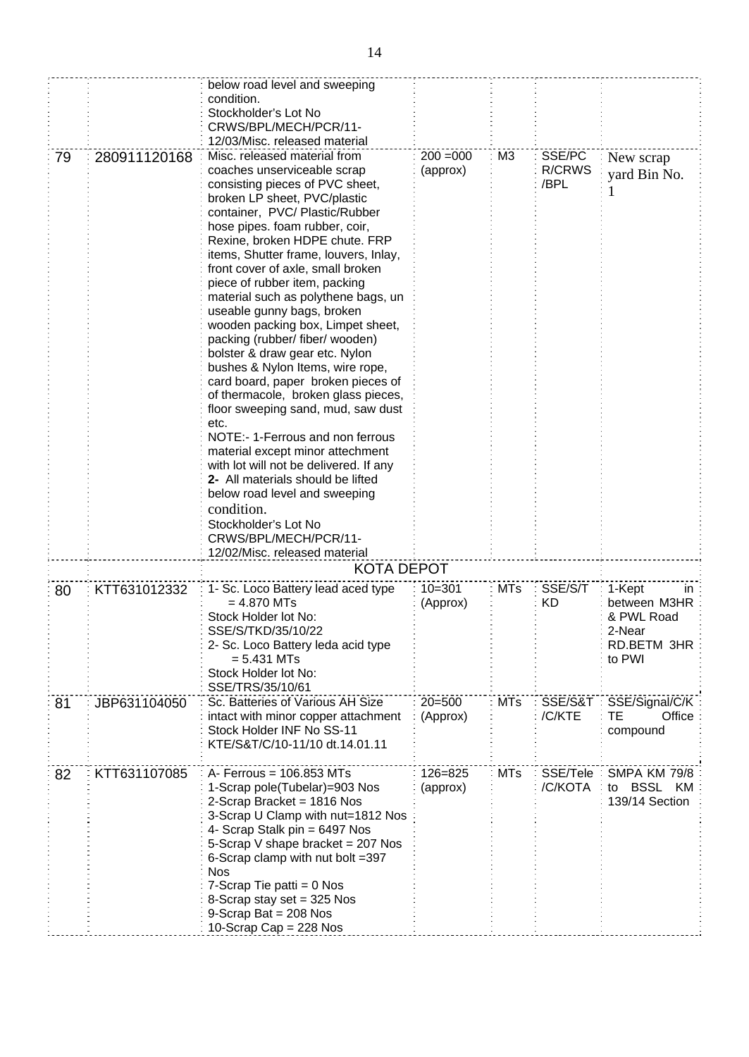| | | | | | | |
|---|---|---|---|---|---|---|
| | | below road level and sweeping condition.<br>Stockholder's Lot No CRWS/BPL/MECH/PCR/11-12/03/Misc. released material | | | | |
| 79 | 280911120168 | Misc. released material from coaches unserviceable scrap consisting pieces of PVC sheet, broken LP sheet, PVC/plastic container, PVC/ Plastic/Rubber hose pipes. foam rubber, coir, Rexine, broken HDPE chute. FRP items, Shutter frame, louvers, Inlay, front cover of axle, small broken piece of rubber item, packing material such as polythene bags, un useable gunny bags, broken wooden packing box, Limpet sheet, packing (rubber/ fiber/ wooden) bolster & draw gear etc. Nylon bushes & Nylon Items, wire rope, card board, paper broken pieces of of thermacole, broken glass pieces, floor sweeping sand, mud, saw dust etc.<br>NOTE:- 1-Ferrous and non ferrous material except minor attachment with lot will not be delivered. If any<br>**2-** All materials should be lifted below road level and sweeping condition.<br>Stockholder's Lot No CRWS/BPL/MECH/PCR/11-12/02/Misc. released material | 200 =000 (approx) | M3 | SSE/PCR/CRWS/BPL | New scrap yard Bin No. 1 |
| | | **KOTA DEPOT** | | | | |
| 80 | KTT631012332 | 1- Sc. Loco Battery lead aced type = 4.870 MTs<br>Stock Holder lot No: SSE/S/TKD/35/10/22<br>2- Sc. Loco Battery leda acid type = 5.431 MTs<br>Stock Holder lot No: SSE/TRS/35/10/61 | 10=301 (Approx) | MTs | SSE/S/TKD | 1-Kept in between M3HR & PWL Road<br>2-Near RD.BETM 3HR to PWI |
| 81 | JBP631104050 | Sc. Batteries of Various AH Size intact with minor copper attachment Stock Holder INF No SS-11 KTE/S&T/C/10-11/10 dt.14.01.11 | 20=500 (Approx) | MTs | SSE/S&T/C/KTE | SSE/Signal/C/KTE Office compound |
| 82 | KTT631107085 | A- Ferrous = 106.853 MTs<br>1-Scrap pole(Tubelar)=903 Nos<br>2-Scrap Bracket = 1816 Nos<br>3-Scrap U Clamp with nut=1812 Nos<br>4- Scrap Stalk pin = 6497 Nos<br>5-Scrap V shape bracket = 207 Nos<br>6-Scrap clamp with nut bolt =397 Nos<br>7-Scrap Tie patti = 0 Nos<br>8-Scrap stay set = 325 Nos<br>9-Scrap Bat = 208 Nos<br>10-Scrap Cap = 228 Nos | 126=825 (approx) | MTs | SSE/Tele/C/KOTA | SMPA KM 79/8 to BSSL KM 139/14 Section |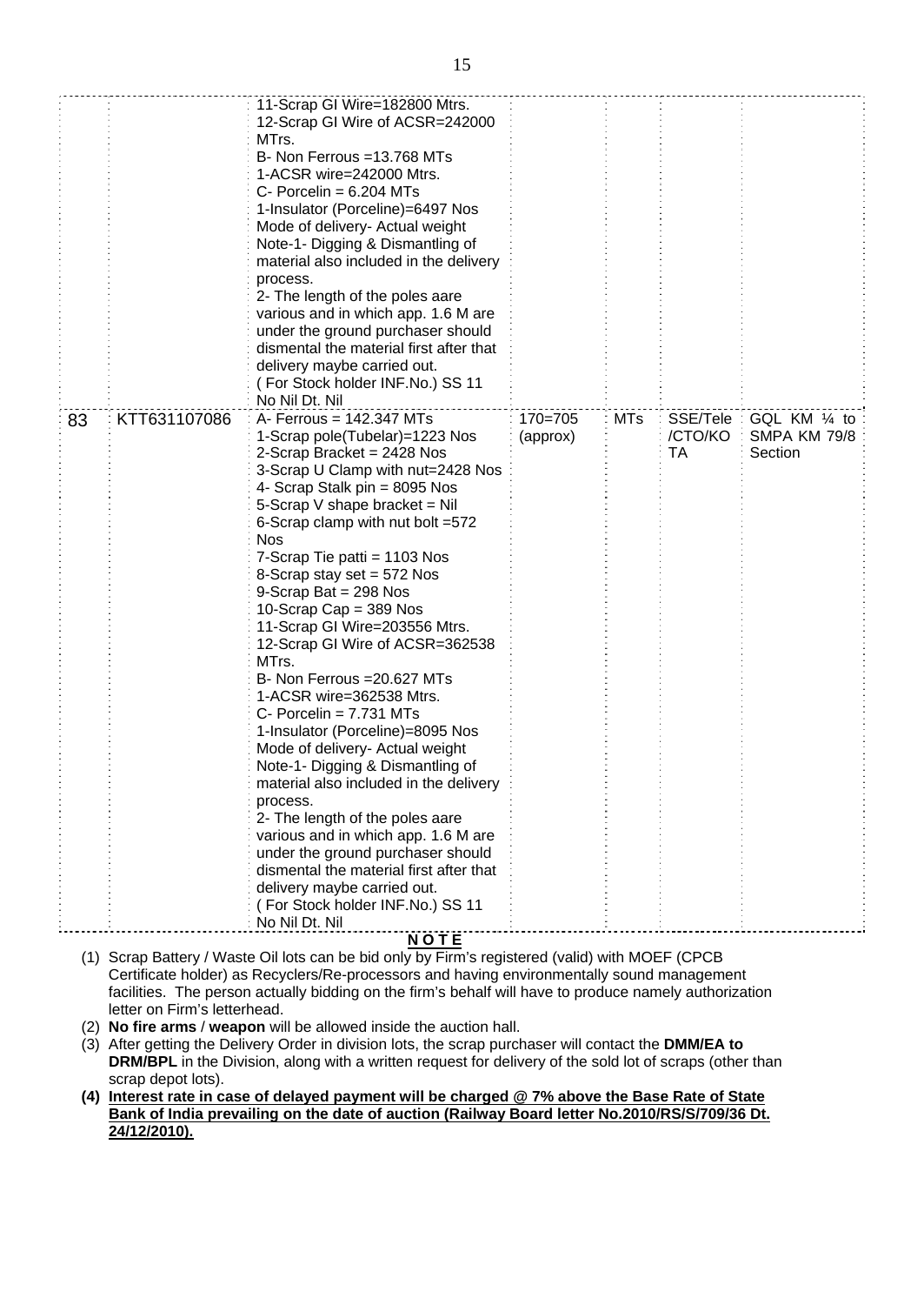| | | | | | | |
|---|---|---|---|---|---|---|
| | | 11-Scrap GI Wire=182800 Mtrs.<br>12-Scrap GI Wire of ACSR=242000 MTrs.<br>B- Non Ferrous =13.768 MTs<br>1-ACSR wire=242000 Mtrs.<br>C- Porcelin = 6.204 MTs<br>1-Insulator (Porceline)=6497 Nos<br>Mode of delivery- Actual weight<br>Note-1- Digging & Dismantling of material also included in the delivery process.<br>2- The length of the poles aare various and in which app. 1.6 M are under the ground purchaser should dismental the material first after that delivery maybe carried out.<br>( For Stock holder INF.No.) SS 11 No Nil Dt. Nil | | | | |
| 83 | KTT631107086 | A- Ferrous = 142.347 MTs<br>1-Scrap pole(Tubelar)=1223 Nos<br>2-Scrap Bracket = 2428 Nos<br>3-Scrap U Clamp with nut=2428 Nos<br>4- Scrap Stalk pin = 8095 Nos<br>5-Scrap V shape bracket = Nil<br>6-Scrap clamp with nut bolt =572 Nos<br>7-Scrap Tie patti = 1103 Nos<br>8-Scrap stay set = 572 Nos<br>9-Scrap Bat = 298 Nos<br>10-Scrap Cap = 389 Nos<br>11-Scrap GI Wire=203556 Mtrs.<br>12-Scrap GI Wire of ACSR=362538 MTrs.<br>B- Non Ferrous =20.627 MTs<br>1-ACSR wire=362538 Mtrs.<br>C- Porcelin = 7.731 MTs<br>1-Insulator (Porceline)=8095 Nos<br>Mode of delivery- Actual weight<br>Note-1- Digging & Dismantling of material also included in the delivery process.<br>2- The length of the poles aare various and in which app. 1.6 M are under the ground purchaser should dismental the material first after that delivery maybe carried out.<br>( For Stock holder INF.No.) SS 11 No Nil Dt. Nil | 170=705 (approx) | MTs | SSE/Tele /CTO/KOTA | GQL KM ¼ to SMPA KM 79/8 Section |

**N O T E**

(1) Scrap Battery / Waste Oil lots can be bid only by Firm's registered (valid) with MOEF (CPCB Certificate holder) as Recyclers/Re-processors and having environmentally sound management facilities. The person actually bidding on the firm's behalf will have to produce namely authorization letter on Firm's letterhead.

(2) **No fire arms** / **weapon** will be allowed inside the auction hall.

(3) After getting the Delivery Order in division lots, the scrap purchaser will contact the **DMM/EA to DRM/BPL** in the Division, along with a written request for delivery of the sold lot of scraps (other than scrap depot lots).

**(4) Interest rate in case of delayed payment will be charged @ 7% above the Base Rate of State Bank of India prevailing on the date of auction (Railway Board letter No.2010/RS/S/709/36 Dt. 24/12/2010).**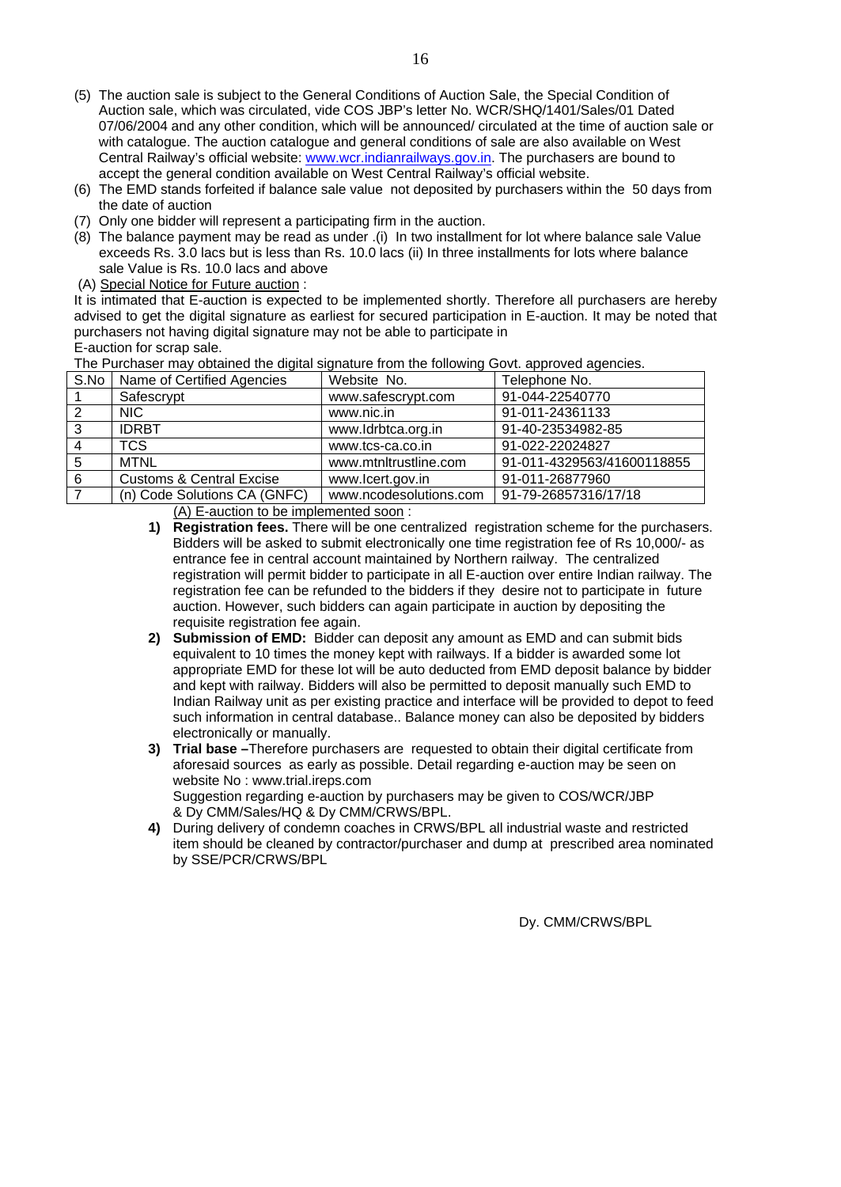(5) The auction sale is subject to the General Conditions of Auction Sale, the Special Condition of Auction sale, which was circulated, vide COS JBP's letter No. WCR/SHQ/1401/Sales/01 Dated 07/06/2004 and any other condition, which will be announced/ circulated at the time of auction sale or with catalogue. The auction catalogue and general conditions of sale are also available on West Central Railway's official website: www.wcr.indianrailways.gov.in. The purchasers are bound to accept the general condition available on West Central Railway's official website.

(6) The EMD stands forfeited if balance sale value not deposited by purchasers within the 50 days from the date of auction

(7) Only one bidder will represent a participating firm in the auction.

(8) The balance payment may be read as under .(i) In two installment for lot where balance sale Value exceeds Rs. 3.0 lacs but is less than Rs. 10.0 lacs (ii) In three installments for lots where balance sale Value is Rs. 10.0 lacs and above

(A) Special Notice for Future auction :

It is intimated that E-auction is expected to be implemented shortly. Therefore all purchasers are hereby advised to get the digital signature as earliest for secured participation in E-auction. It may be noted that purchasers not having digital signature may not be able to participate in E-auction for scrap sale.

The Purchaser may obtained the digital signature from the following Govt. approved agencies.

| S.No | Name of Certified Agencies | Website No. | Telephone No. |
|---|---|---|---|
| 1 | Safescrypt | www.safescrypt.com | 91-044-22540770 |
| 2 | NIC | www.nic.in | 91-011-24361133 |
| 3 | IDRBT | www.Idrbtca.org.in | 91-40-23534982-85 |
| 4 | TCS | www.tcs-ca.co.in | 91-022-22024827 |
| 5 | MTNL | www.mtnltrustline.com | 91-011-4329563/41600118855 |
| 6 | Customs & Central Excise | www.Icert.gov.in | 91-011-26877960 |
| 7 | (n) Code Solutions CA (GNFC) | www.ncodesolutions.com | 91-79-26857316/17/18 |

(A) E-auction to be implemented soon :

1) **Registration fees.** There will be one centralized registration scheme for the purchasers. Bidders will be asked to submit electronically one time registration fee of Rs 10,000/- as entrance fee in central account maintained by Northern railway. The centralized registration will permit bidder to participate in all E-auction over entire Indian railway. The registration fee can be refunded to the bidders if they desire not to participate in future auction. However, such bidders can again participate in auction by depositing the requisite registration fee again.

2) **Submission of EMD:** Bidder can deposit any amount as EMD and can submit bids equivalent to 10 times the money kept with railways. If a bidder is awarded some lot appropriate EMD for these lot will be auto deducted from EMD deposit balance by bidder and kept with railway. Bidders will also be permitted to deposit manually such EMD to Indian Railway unit as per existing practice and interface will be provided to depot to feed such information in central database.. Balance money can also be deposited by bidders electronically or manually.

3) **Trial base –**Therefore purchasers are requested to obtain their digital certificate from aforesaid sources as early as possible. Detail regarding e-auction may be seen on website No : www.trial.ireps.com
Suggestion regarding e-auction by purchasers may be given to COS/WCR/JBP & Dy CMM/Sales/HQ & Dy CMM/CRWS/BPL.

4) During delivery of condemn coaches in CRWS/BPL all industrial waste and restricted item should be cleaned by contractor/purchaser and dump at prescribed area nominated by SSE/PCR/CRWS/BPL

Dy. CMM/CRWS/BPL